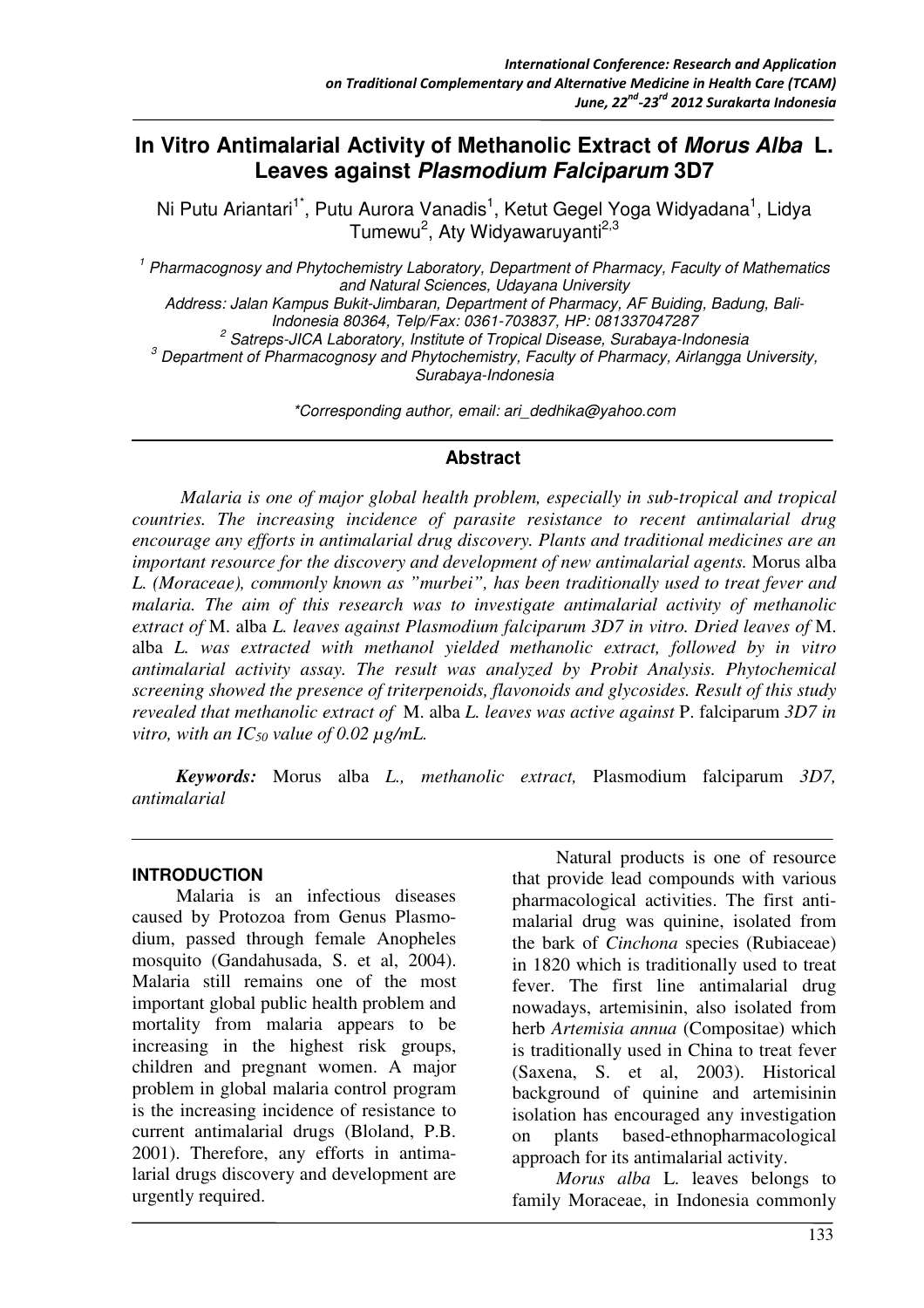# In Vitro Antimalarial Activity of Methanolic Extract of *Morus Alba* L. Leaves against *Plasmodium Falciparum* 3D7

Ni Putu Ariantari[1*], Putu Aurora Vanadis[1], Ketut Gegel Yoga Widyadana[1], Lidya Tumewu[2], Aty Widyawaruyanti[2,3]

[1] *Pharmacognosy and Phytochemistry Laboratory, Department of Pharmacy, Faculty of Mathematics and Natural Sciences, Udayana University*
*Address: Jalan Kampus Bukit-Jimbaran, Department of Pharmacy, AF Buiding, Badung, Bali-Indonesia 80364, Telp/Fax: 0361-703837, HP: 081337047287*
[2] *Satreps-JICA Laboratory, Institute of Tropical Disease, Surabaya-Indonesia*
[3] *Department of Pharmacognosy and Phytochemistry, Faculty of Pharmacy, Airlangga University, Surabaya-Indonesia*

*\*Corresponding author, email: ari_dedhika@yahoo.com*

## Abstract

*Malaria is one of major global health problem, especially in sub-tropical and tropical countries. The increasing incidence of parasite resistance to recent antimalarial drug encourage any efforts in antimalarial drug discovery. Plants and traditional medicines are an important resource for the discovery and development of new antimalarial agents.* Morus alba *L. (Moraceae), commonly known as "murbei", has been traditionally used to treat fever and malaria. The aim of this research was to investigate antimalarial activity of methanolic extract of* M. alba *L. leaves against Plasmodium falciparum 3D7 in vitro. Dried leaves of* M. alba *L. was extracted with methanol yielded methanolic extract, followed by in vitro antimalarial activity assay. The result was analyzed by Probit Analysis. Phytochemical screening showed the presence of triterpenoids, flavonoids and glycosides. Result of this study revealed that methanolic extract of* M. alba *L. leaves was active against* P. falciparum *3D7 in vitro, with an $IC_{50}$ value of 0.02 µg/mL.*

***Keywords:*** Morus alba *L., methanolic extract,* Plasmodium falciparum *3D7, antimalarial*

## INTRODUCTION

Malaria is an infectious diseases caused by Protozoa from Genus Plasmodium, passed through female Anopheles mosquito (Gandahusada, S. et al, 2004). Malaria still remains one of the most important global public health problem and mortality from malaria appears to be increasing in the highest risk groups, children and pregnant women. A major problem in global malaria control program is the increasing incidence of resistance to current antimalarial drugs (Bloland, P.B. 2001). Therefore, any efforts in antimalarial drugs discovery and development are urgently required.

Natural products is one of resource that provide lead compounds with various pharmacological activities. The first antimalarial drug was quinine, isolated from the bark of *Cinchona* species (Rubiaceae) in 1820 which is traditionally used to treat fever. The first line antimalarial drug nowadays, artemisinin, also isolated from herb *Artemisia annua* (Compositae) which is traditionally used in China to treat fever (Saxena, S. et al, 2003). Historical background of quinine and artemisinin isolation has encouraged any investigation on plants based-ethnopharmacological approach for its antimalarial activity.

*Morus alba* L. leaves belongs to family Moraceae, in Indonesia commonly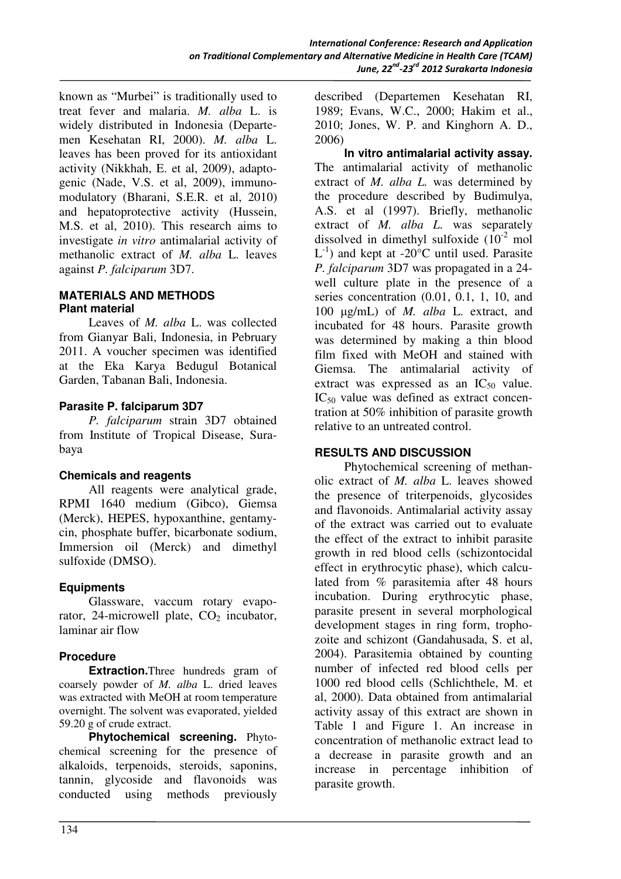known as "Murbei" is traditionally used to treat fever and malaria. *M. alba* L. is widely distributed in Indonesia (Departemen Kesehatan RI, 2000). *M. alba* L. leaves has been proved for its antioxidant activity (Nikkhah, E. et al, 2009), adaptogenic (Nade, V.S. et al, 2009), immunomodulatory (Bharani, S.E.R. et al, 2010) and hepatoprotective activity (Hussein, M.S. et al, 2010). This research aims to investigate *in vitro* antimalarial activity of methanolic extract of *M. alba* L. leaves against *P. falciparum* 3D7.

## MATERIALS AND METHODS

### Plant material

Leaves of *M. alba* L. was collected from Gianyar Bali, Indonesia, in Pebruary 2011. A voucher specimen was identified at the Eka Karya Bedugul Botanical Garden, Tabanan Bali, Indonesia.

### Parasite P. falciparum 3D7

*P. falciparum* strain 3D7 obtained from Institute of Tropical Disease, Surabaya

### Chemicals and reagents

All reagents were analytical grade, RPMI 1640 medium (Gibco), Giemsa (Merck), HEPES, hypoxanthine, gentamycin, phosphate buffer, bicarbonate sodium, Immersion oil (Merck) and dimethyl sulfoxide (DMSO).

### Equipments

Glassware, vaccum rotary evaporator, 24-microwell plate, $CO_2$ incubator, laminar air flow

### Procedure

**Extraction.** Three hundreds gram of coarsely powder of *M. alba* L. dried leaves was extracted with MeOH at room temperature overnight. The solvent was evaporated, yielded 59.20 g of crude extract.

**Phytochemical screening.** Phytochemical screening for the presence of alkaloids, terpenoids, steroids, saponins, tannin, glycoside and flavonoids was conducted using methods previously described (Departemen Kesehatan RI, 1989; Evans, W.C., 2000; Hakim et al., 2010; Jones, W. P. and Kinghorn A. D., 2006)

**In vitro antimalarial activity assay.** The antimalarial activity of methanolic extract of *M. alba L.* was determined by the procedure described by Budimulya, A.S. et al (1997). Briefly, methanolic extract of *M. alba L.* was separately dissolved in dimethyl sulfoxide ($10^{-2}$ mol $L^{-1}$) and kept at -20°C until used. Parasite *P. falciparum* 3D7 was propagated in a 24-well culture plate in the presence of a series concentration (0.01, 0.1, 1, 10, and 100 µg/mL) of *M. alba* L. extract, and incubated for 48 hours. Parasite growth was determined by making a thin blood film fixed with MeOH and stained with Giemsa. The antimalarial activity of extract was expressed as an $IC_{50}$ value. $IC_{50}$ value was defined as extract concentration at 50% inhibition of parasite growth relative to an untreated control.

## RESULTS AND DISCUSSION

Phytochemical screening of methanolic extract of *M. alba* L. leaves showed the presence of triterpenoids, glycosides and flavonoids. Antimalarial activity assay of the extract was carried out to evaluate the effect of the extract to inhibit parasite growth in red blood cells (schizontocidal effect in erythrocytic phase), which calculated from % parasitemia after 48 hours incubation. During erythrocytic phase, parasite present in several morphological development stages in ring form, trophozoite and schizont (Gandahusada, S. et al, 2004). Parasitemia obtained by counting number of infected red blood cells per 1000 red blood cells (Schlichthele, M. et al, 2000). Data obtained from antimalarial activity assay of this extract are shown in Table 1 and Figure 1. An increase in concentration of methanolic extract lead to a decrease in parasite growth and an increase in percentage inhibition of parasite growth.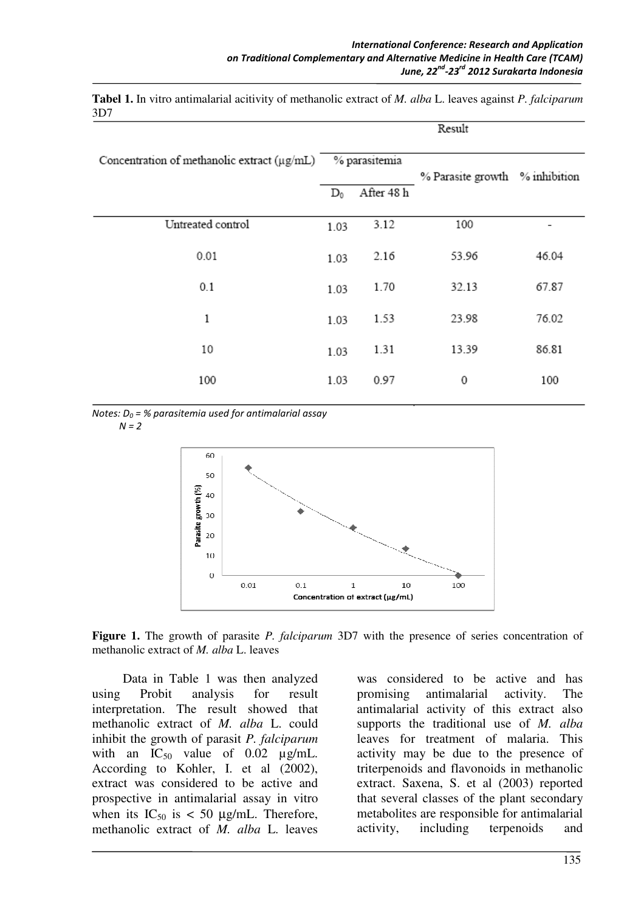**Tabel 1.** In vitro antimalarial acitivity of methanolic extract of *M. alba* L. leaves against *P. falciparum* 3D7

| Concentration of methanolic extract (µg/mL) | Result | | | |
|---|---|---|---|---|
| | % parasitemia | | % Parasite growth | % inhibition |
| | $D_0$ | After 48 h | | |
| Untreated control | 1.03 | 3.12 | 100 | - |
| 0.01 | 1.03 | 2.16 | 53.96 | 46.04 |
| 0.1 | 1.03 | 1.70 | 32.13 | 67.87 |
| 1 | 1.03 | 1.53 | 23.98 | 76.02 |
| 10 | 1.03 | 1.31 | 13.39 | 86.81 |
| 100 | 1.03 | 0.97 | 0 | 100 |

*Notes: $D_0$ = % parasitemia used for antimalarial assay*
*N = 2*

**Figure 1.** The growth of parasite *P. falciparum* 3D7 with the presence of series concentration of methanolic extract of *M. alba* L. leaves

Data in Table 1 was then analyzed using Probit analysis for result interpretation. The result showed that methanolic extract of *M. alba* L. could inhibit the growth of parasit *P. falciparum* with an $IC_{50}$ value of 0.02 µg/mL. According to Kohler, I. et al (2002), extract was considered to be active and prospective in antimalarial assay in vitro when its $IC_{50}$ is < 50 µg/mL. Therefore, methanolic extract of *M. alba* L. leaves was considered to be active and has promising antimalarial activity. The antimalarial activity of this extract also supports the traditional use of *M. alba* leaves for treatment of malaria. This activity may be due to the presence of triterpenoids and flavonoids in methanolic extract. Saxena, S. et al (2003) reported that several classes of the plant secondary metabolites are responsible for antimalarial activity, including terpenoids and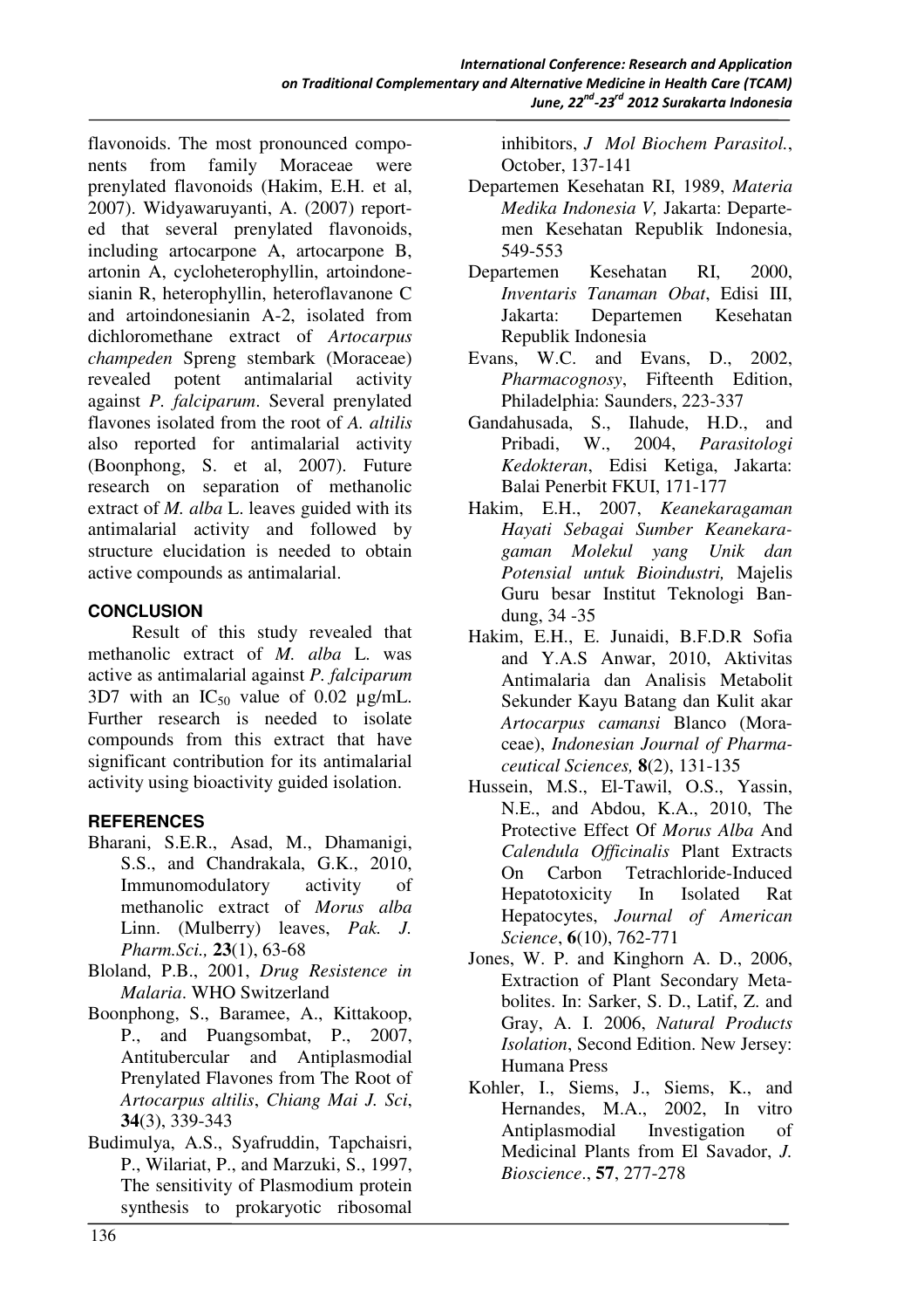flavonoids. The most pronounced components from family Moraceae were prenylated flavonoids (Hakim, E.H. et al, 2007). Widyawaruyanti, A. (2007) reported that several prenylated flavonoids, including artocarpone A, artocarpone B, artonin A, cycloheterophyllin, artoindonesianin R, heterophyllin, heteroflavanone C and artoindonesianin A-2, isolated from dichloromethane extract of *Artocarpus champeden* Spreng stembark (Moraceae) revealed potent antimalarial activity against *P. falciparum*. Several prenylated flavones isolated from the root of *A. altilis* also reported for antimalarial activity (Boonphong, S. et al, 2007). Future research on separation of methanolic extract of *M. alba* L. leaves guided with its antimalarial activity and followed by structure elucidation is needed to obtain active compounds as antimalarial.

## CONCLUSION

Result of this study revealed that methanolic extract of *M. alba* L. was active as antimalarial against *P. falciparum* 3D7 with an $IC_{50}$ value of 0.02 µg/mL. Further research is needed to isolate compounds from this extract that have significant contribution for its antimalarial activity using bioactivity guided isolation.

## REFERENCES

Bharani, S.E.R., Asad, M., Dhamanigi, S.S., and Chandrakala, G.K., 2010, Immunomodulatory activity of methanolic extract of *Morus alba* Linn. (Mulberry) leaves, *Pak. J. Pharm.Sci.,* **23**(1), 63-68

Bloland, P.B., 2001, *Drug Resistence in Malaria*. WHO Switzerland

Boonphong, S., Baramee, A., Kittakoop, P., and Puangsombat, P., 2007, Antitubercular and Antiplasmodial Prenylated Flavones from The Root of *Artocarpus altilis*, *Chiang Mai J. Sci*, **34**(3), 339-343

Budimulya, A.S., Syafruddin, Tapchaisri, P., Wilariat, P., and Marzuki, S., 1997, The sensitivity of Plasmodium protein synthesis to prokaryotic ribosomal inhibitors, *J Mol Biochem Parasitol.*, October, 137-141

Departemen Kesehatan RI, 1989, *Materia Medika Indonesia V,* Jakarta: Departemen Kesehatan Republik Indonesia, 549-553

Departemen Kesehatan RI, 2000, *Inventaris Tanaman Obat*, Edisi III, Jakarta: Departemen Kesehatan Republik Indonesia

Evans, W.C. and Evans, D., 2002, *Pharmacognosy*, Fifteenth Edition, Philadelphia: Saunders, 223-337

Gandahusada, S., Ilahude, H.D., and Pribadi, W., 2004, *Parasitologi Kedokteran*, Edisi Ketiga, Jakarta: Balai Penerbit FKUI, 171-177

Hakim, E.H., 2007, *Keanekaragaman Hayati Sebagai Sumber Keanekaragaman Molekul yang Unik dan Potensial untuk Bioindustri,* Majelis Guru besar Institut Teknologi Bandung, 34 -35

Hakim, E.H., E. Junaidi, B.F.D.R Sofia and Y.A.S Anwar, 2010, Aktivitas Antimalaria dan Analisis Metabolit Sekunder Kayu Batang dan Kulit akar *Artocarpus camansi* Blanco (Moraceae), *Indonesian Journal of Pharmaceutical Sciences,* **8**(2), 131-135

Hussein, M.S., El-Tawil, O.S., Yassin, N.E., and Abdou, K.A., 2010, The Protective Effect Of *Morus Alba* And *Calendula Officinalis* Plant Extracts On Carbon Tetrachloride-Induced Hepatotoxicity In Isolated Rat Hepatocytes, *Journal of American Science*, **6**(10), 762-771

Jones, W. P. and Kinghorn A. D., 2006, Extraction of Plant Secondary Metabolites. In: Sarker, S. D., Latif, Z. and Gray, A. I. 2006, *Natural Products Isolation*, Second Edition. New Jersey: Humana Press

Kohler, I., Siems, J., Siems, K., and Hernandes, M.A., 2002, In vitro Antiplasmodial Investigation of Medicinal Plants from El Savador, *J. Bioscience*., **57**, 277-278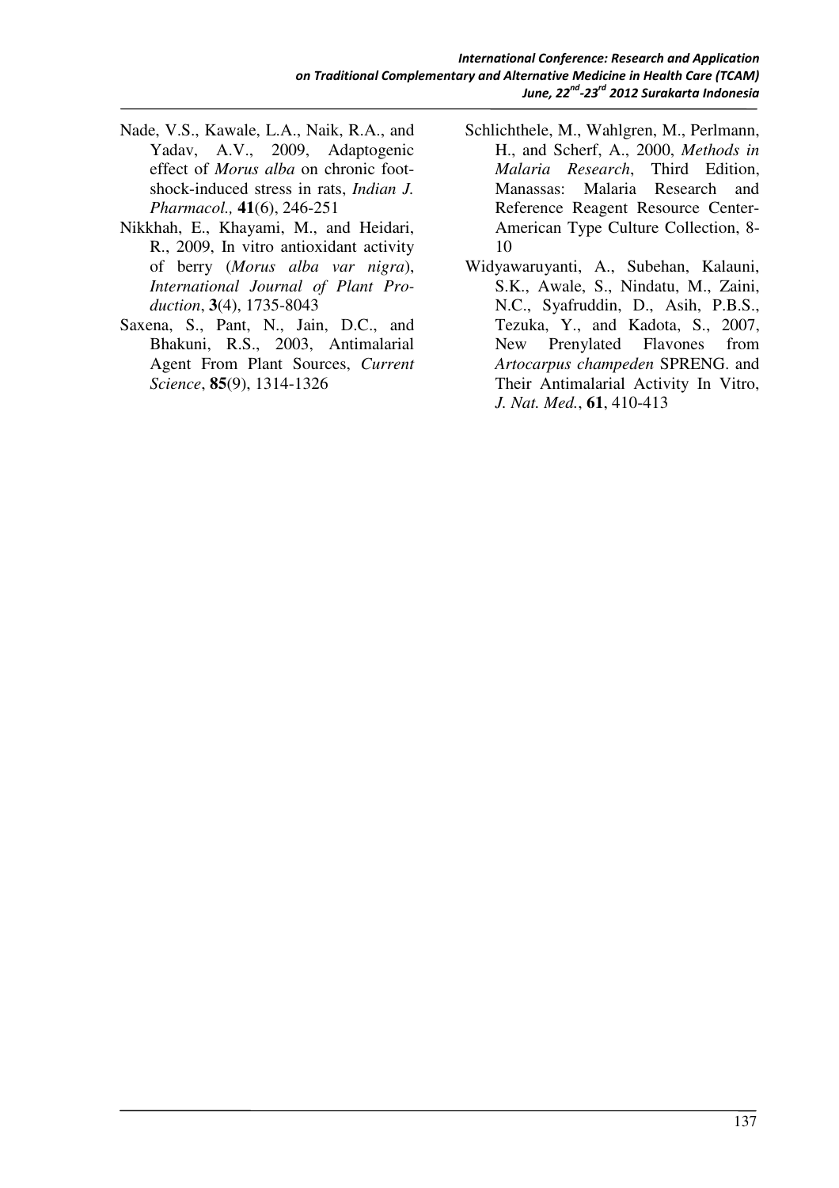Nade, V.S., Kawale, L.A., Naik, R.A., and Yadav, A.V., 2009, Adaptogenic effect of *Morus alba* on chronic foot-shock-induced stress in rats, *Indian J. Pharmacol.,* **41**(6), 246-251

Nikkhah, E., Khayami, M., and Heidari, R., 2009, In vitro antioxidant activity of berry (*Morus alba var nigra*), *International Journal of Plant Production*, **3**(4), 1735-8043

Saxena, S., Pant, N., Jain, D.C., and Bhakuni, R.S., 2003, Antimalarial Agent From Plant Sources, *Current Science*, **85**(9), 1314-1326

Schlichthele, M., Wahlgren, M., Perlmann, H., and Scherf, A., 2000, *Methods in Malaria Research*, Third Edition, Manassas: Malaria Research and Reference Reagent Resource Center-American Type Culture Collection, 8-10

Widyawaruyanti, A., Subehan, Kalauni, S.K., Awale, S., Nindatu, M., Zaini, N.C., Syafruddin, D., Asih, P.B.S., Tezuka, Y., and Kadota, S., 2007, New Prenylated Flavones from *Artocarpus champeden* SPRENG. and Their Antimalarial Activity In Vitro, *J. Nat. Med.*, **61**, 410-413